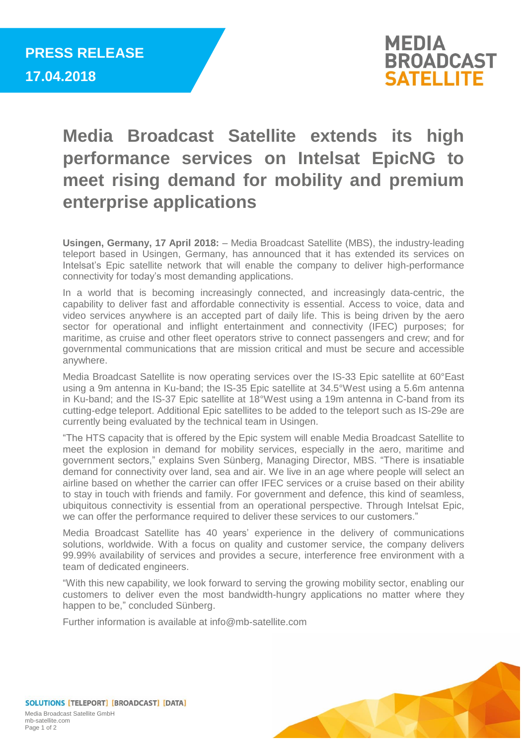**PRESS RELEASE**
**17.04.2018**

# Media Broadcast Satellite extends its high performance services on Intelsat EpicNG to meet rising demand for mobility and premium enterprise applications

**Usingen, Germany, 17 April 2018:** – Media Broadcast Satellite (MBS), the industry-leading teleport based in Usingen, Germany, has announced that it has extended its services on Intelsat's Epic satellite network that will enable the company to deliver high-performance connectivity for today's most demanding applications.

In a world that is becoming increasingly connected, and increasingly data-centric, the capability to deliver fast and affordable connectivity is essential. Access to voice, data and video services anywhere is an accepted part of daily life. This is being driven by the aero sector for operational and inflight entertainment and connectivity (IFEC) purposes; for maritime, as cruise and other fleet operators strive to connect passengers and crew; and for governmental communications that are mission critical and must be secure and accessible anywhere.

Media Broadcast Satellite is now operating services over the IS-33 Epic satellite at 60°East using a 9m antenna in Ku-band; the IS-35 Epic satellite at 34.5°West using a 5.6m antenna in Ku-band; and the IS-37 Epic satellite at 18°West using a 19m antenna in C-band from its cutting-edge teleport. Additional Epic satellites to be added to the teleport such as IS-29e are currently being evaluated by the technical team in Usingen.

"The HTS capacity that is offered by the Epic system will enable Media Broadcast Satellite to meet the explosion in demand for mobility services, especially in the aero, maritime and government sectors," explains Sven Sünberg, Managing Director, MBS. "There is insatiable demand for connectivity over land, sea and air. We live in an age where people will select an airline based on whether the carrier can offer IFEC services or a cruise based on their ability to stay in touch with friends and family. For government and defence, this kind of seamless, ubiquitous connectivity is essential from an operational perspective. Through Intelsat Epic, we can offer the performance required to deliver these services to our customers."

Media Broadcast Satellite has 40 years' experience in the delivery of communications solutions, worldwide. With a focus on quality and customer service, the company delivers 99.99% availability of services and provides a secure, interference free environment with a team of dedicated engineers.

"With this new capability, we look forward to serving the growing mobility sector, enabling our customers to deliver even the most bandwidth-hungry applications no matter where they happen to be," concluded Sünberg.

Further information is available at info@mb-satellite.com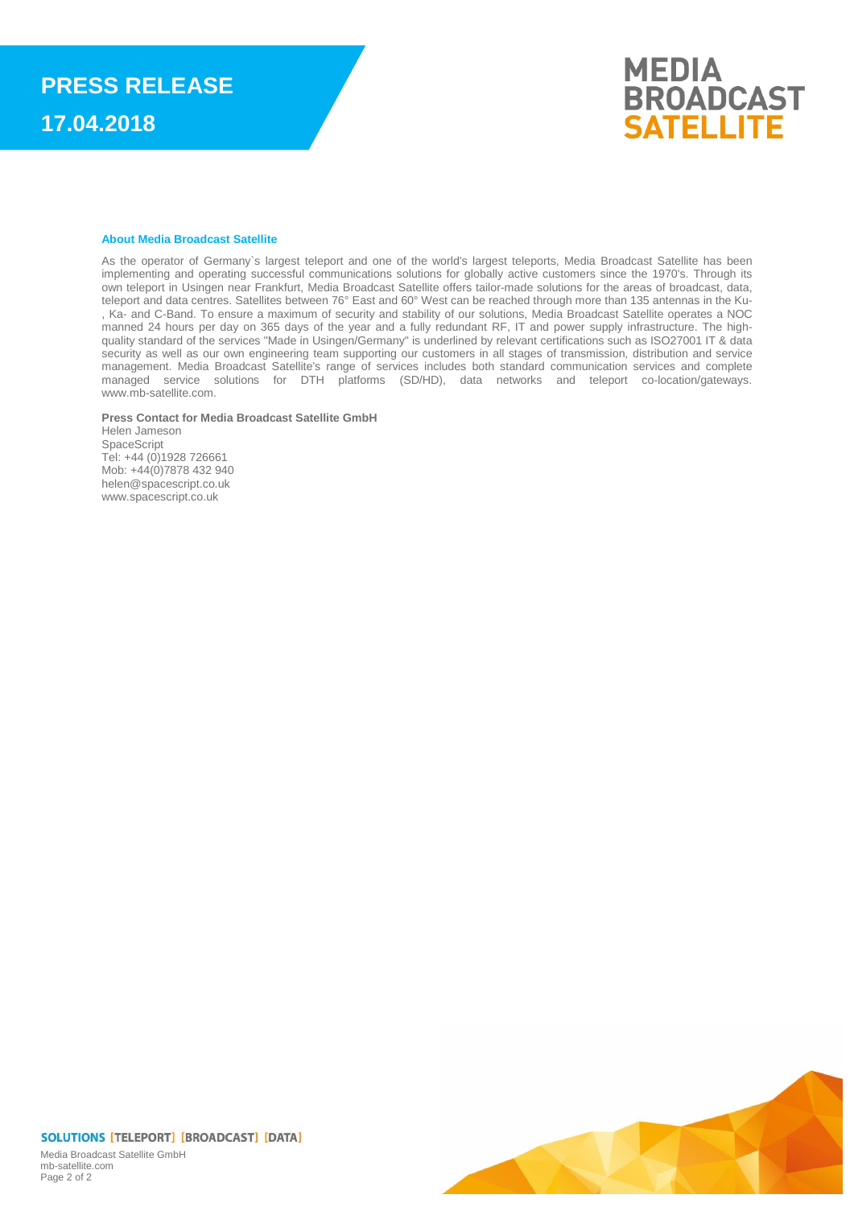### About Media Broadcast Satellite

As the operator of Germany`s largest teleport and one of the world's largest teleports, Media Broadcast Satellite has been implementing and operating successful communications solutions for globally active customers since the 1970's. Through its own teleport in Usingen near Frankfurt, Media Broadcast Satellite offers tailor-made solutions for the areas of broadcast, data, teleport and data centres. Satellites between 76° East and 60° West can be reached through more than 135 antennas in the Ku-, Ka- and C-Band. To ensure a maximum of security and stability of our solutions, Media Broadcast Satellite operates a NOC manned 24 hours per day on 365 days of the year and a fully redundant RF, IT and power supply infrastructure. The high-quality standard of the services "Made in Usingen/Germany" is underlined by relevant certifications such as ISO27001 IT & data security as well as our own engineering team supporting our customers in all stages of transmission, distribution and service management. Media Broadcast Satellite's range of services includes both standard communication services and complete managed service solutions for DTH platforms (SD/HD), data networks and teleport co-location/gateways. www.mb-satellite.com.

**Press Contact for Media Broadcast Satellite GmbH**
Helen Jameson
SpaceScript
Tel: +44 (0)1928 726661
Mob: +44(0)7878 432 940
helen@spacescript.co.uk
www.spacescript.co.uk